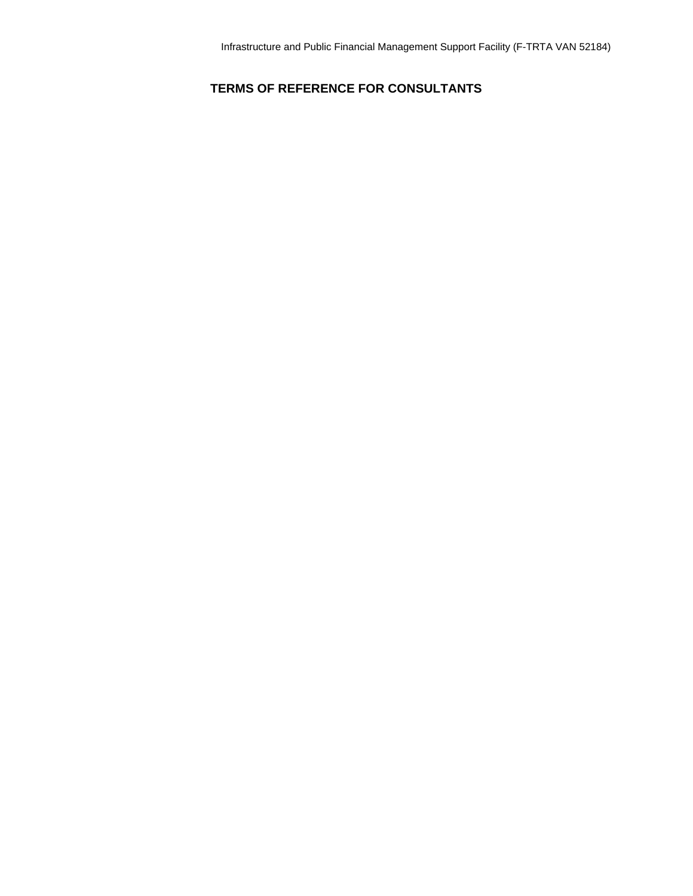Infrastructure and Public Financial Management Support Facility (F-TRTA VAN 52184)

# TERMS OF REFERENCE FOR CONSULTANTS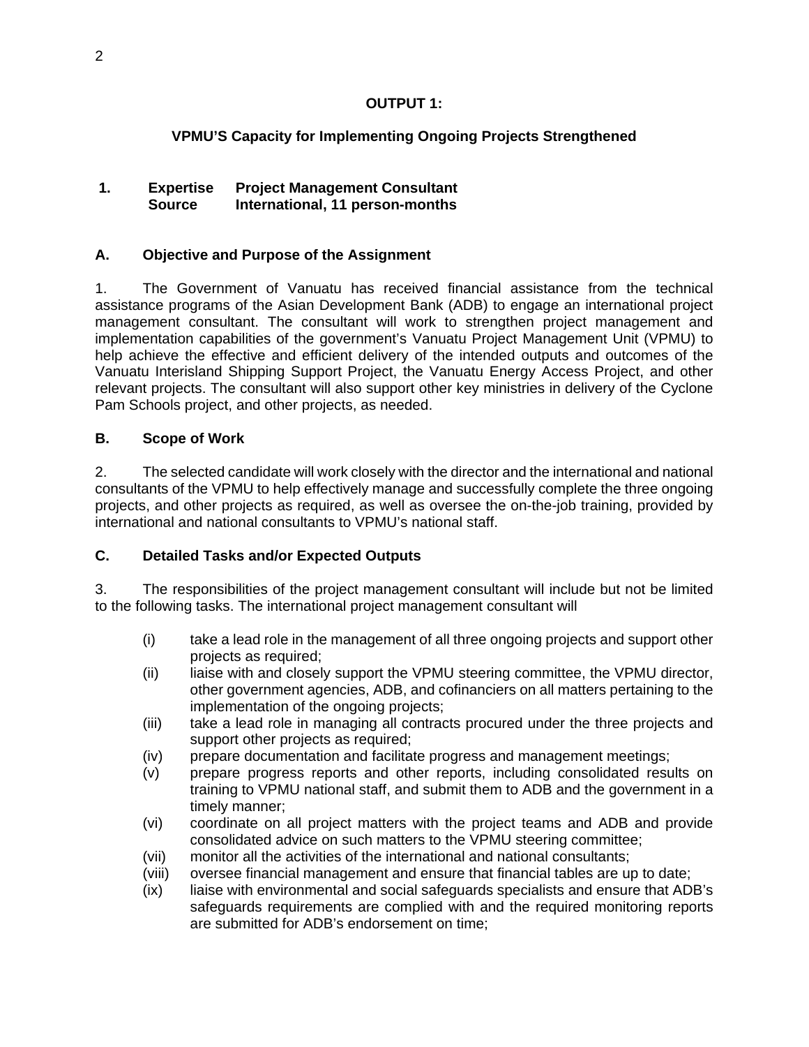## OUTPUT 1:

## VPMU'S Capacity for Implementing Ongoing Projects Strengthened

**1. Expertise Project Management Consultant**
**Source International, 11 person-months**

### A. Objective and Purpose of the Assignment

1. The Government of Vanuatu has received financial assistance from the technical assistance programs of the Asian Development Bank (ADB) to engage an international project management consultant. The consultant will work to strengthen project management and implementation capabilities of the government's Vanuatu Project Management Unit (VPMU) to help achieve the effective and efficient delivery of the intended outputs and outcomes of the Vanuatu Interisland Shipping Support Project, the Vanuatu Energy Access Project, and other relevant projects. The consultant will also support other key ministries in delivery of the Cyclone Pam Schools project, and other projects, as needed.

### B. Scope of Work

2. The selected candidate will work closely with the director and the international and national consultants of the VPMU to help effectively manage and successfully complete the three ongoing projects, and other projects as required, as well as oversee the on-the-job training, provided by international and national consultants to VPMU's national staff.

### C. Detailed Tasks and/or Expected Outputs

3. The responsibilities of the project management consultant will include but not be limited to the following tasks. The international project management consultant will

(i) take a lead role in the management of all three ongoing projects and support other projects as required;
(ii) liaise with and closely support the VPMU steering committee, the VPMU director, other government agencies, ADB, and cofinanciers on all matters pertaining to the implementation of the ongoing projects;
(iii) take a lead role in managing all contracts procured under the three projects and support other projects as required;
(iv) prepare documentation and facilitate progress and management meetings;
(v) prepare progress reports and other reports, including consolidated results on training to VPMU national staff, and submit them to ADB and the government in a timely manner;
(vi) coordinate on all project matters with the project teams and ADB and provide consolidated advice on such matters to the VPMU steering committee;
(vii) monitor all the activities of the international and national consultants;
(viii) oversee financial management and ensure that financial tables are up to date;
(ix) liaise with environmental and social safeguards specialists and ensure that ADB's safeguards requirements are complied with and the required monitoring reports are submitted for ADB's endorsement on time;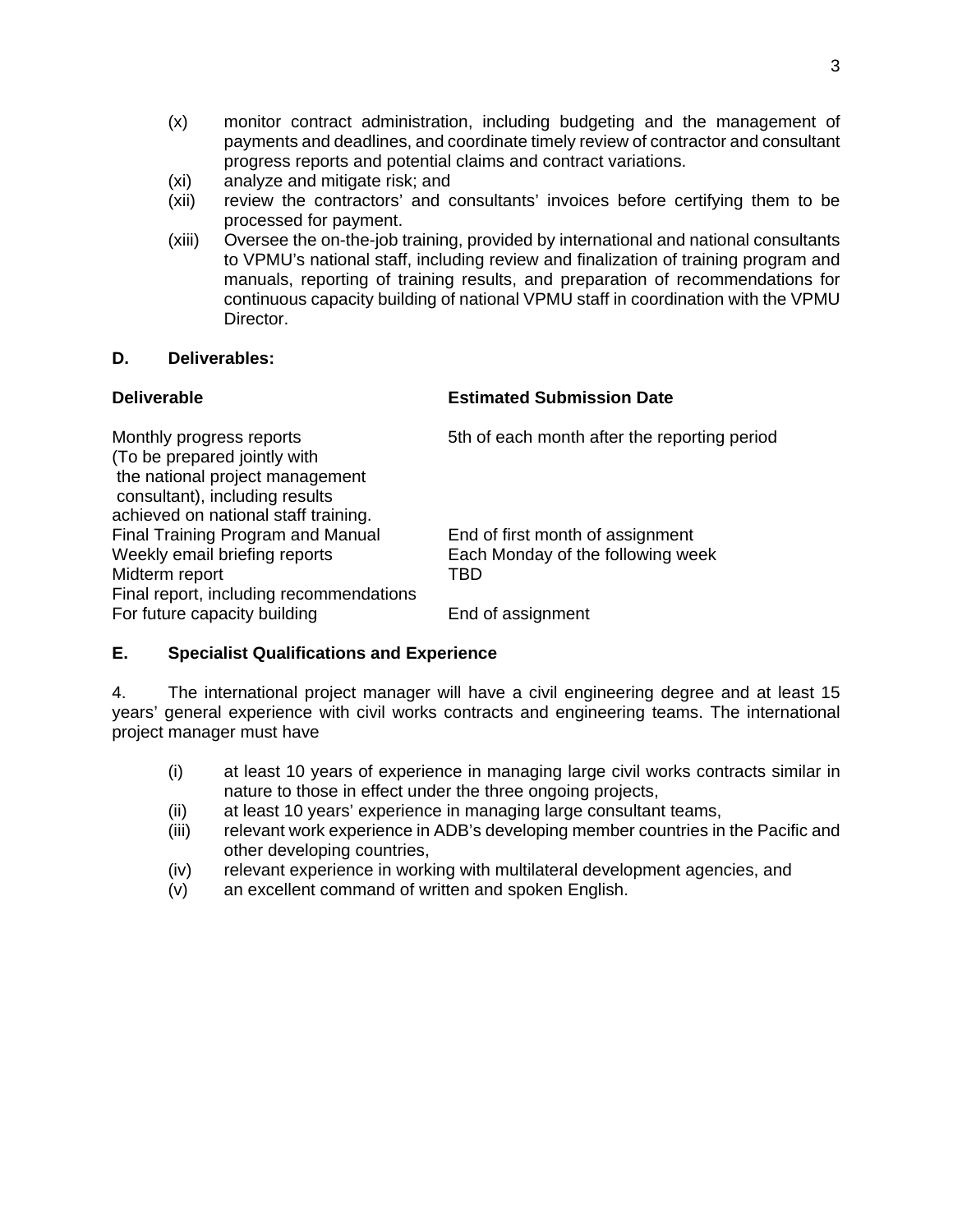(x) monitor contract administration, including budgeting and the management of payments and deadlines, and coordinate timely review of contractor and consultant progress reports and potential claims and contract variations.

(xi) analyze and mitigate risk; and

(xii) review the contractors' and consultants' invoices before certifying them to be processed for payment.

(xiii) Oversee the on-the-job training, provided by international and national consultants to VPMU's national staff, including review and finalization of training program and manuals, reporting of training results, and preparation of recommendations for continuous capacity building of national VPMU staff in coordination with the VPMU Director.

## D. Deliverables:

| Deliverable | Estimated Submission Date |
|---|---|
| Monthly progress reports (To be prepared jointly with the national project management consultant), including results achieved on national staff training. | 5th of each month after the reporting period |
| Final Training Program and Manual | End of first month of assignment |
| Weekly email briefing reports | Each Monday of the following week |
| Midterm report | TBD |
| Final report, including recommendations For future capacity building | End of assignment |

## E. Specialist Qualifications and Experience

4. The international project manager will have a civil engineering degree and at least 15 years' general experience with civil works contracts and engineering teams. The international project manager must have

(i) at least 10 years of experience in managing large civil works contracts similar in nature to those in effect under the three ongoing projects,

(ii) at least 10 years' experience in managing large consultant teams,

(iii) relevant work experience in ADB's developing member countries in the Pacific and other developing countries,

(iv) relevant experience in working with multilateral development agencies, and

(v) an excellent command of written and spoken English.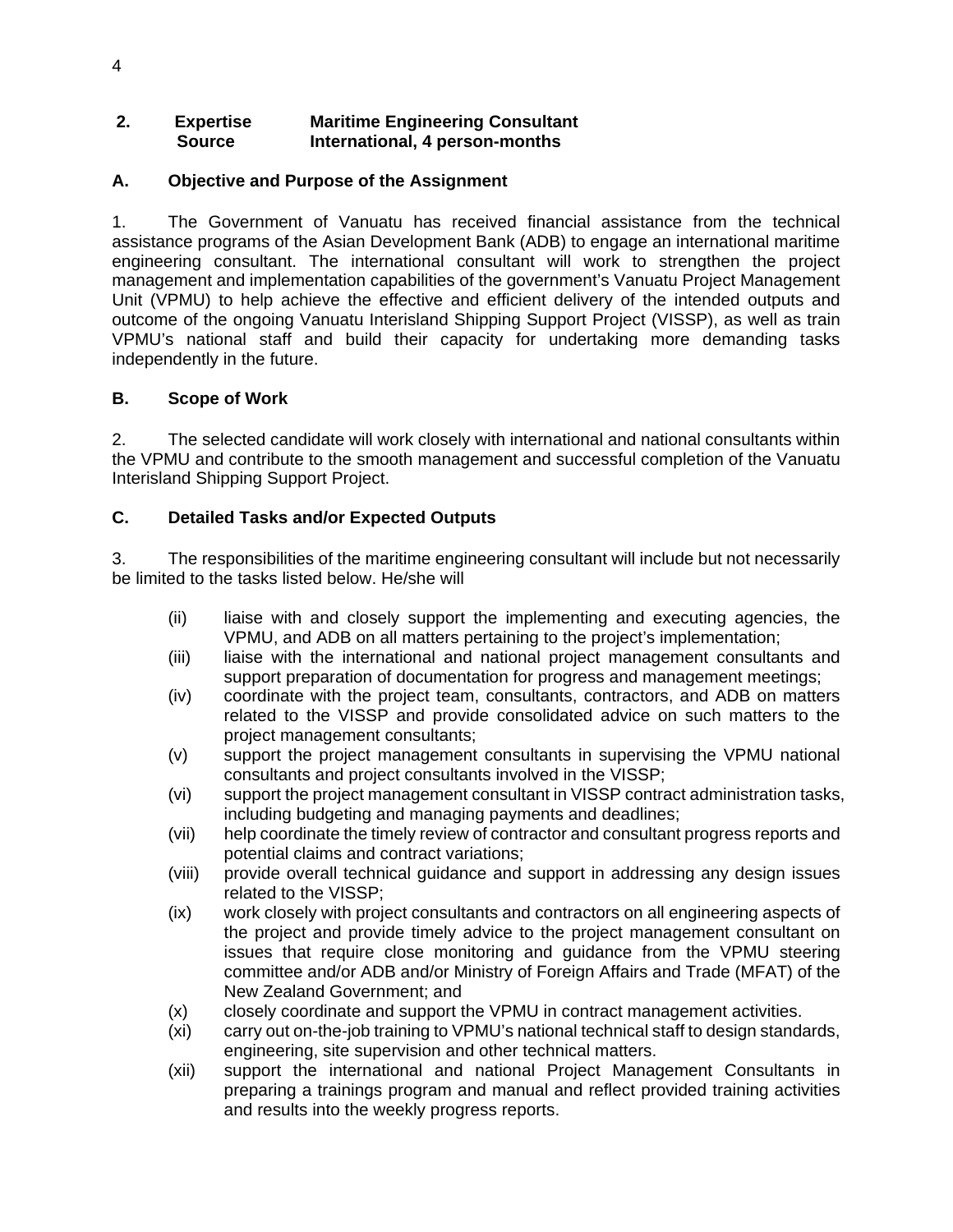**2. Expertise Maritime Engineering Consultant**
**Source International, 4 person-months**

## A. Objective and Purpose of the Assignment

1. The Government of Vanuatu has received financial assistance from the technical assistance programs of the Asian Development Bank (ADB) to engage an international maritime engineering consultant. The international consultant will work to strengthen the project management and implementation capabilities of the government's Vanuatu Project Management Unit (VPMU) to help achieve the effective and efficient delivery of the intended outputs and outcome of the ongoing Vanuatu Interisland Shipping Support Project (VISSP), as well as train VPMU's national staff and build their capacity for undertaking more demanding tasks independently in the future.

## B. Scope of Work

2. The selected candidate will work closely with international and national consultants within the VPMU and contribute to the smooth management and successful completion of the Vanuatu Interisland Shipping Support Project.

## C. Detailed Tasks and/or Expected Outputs

3. The responsibilities of the maritime engineering consultant will include but not necessarily be limited to the tasks listed below. He/she will

- (ii) liaise with and closely support the implementing and executing agencies, the VPMU, and ADB on all matters pertaining to the project's implementation;
- (iii) liaise with the international and national project management consultants and support preparation of documentation for progress and management meetings;
- (iv) coordinate with the project team, consultants, contractors, and ADB on matters related to the VISSP and provide consolidated advice on such matters to the project management consultants;
- (v) support the project management consultants in supervising the VPMU national consultants and project consultants involved in the VISSP;
- (vi) support the project management consultant in VISSP contract administration tasks, including budgeting and managing payments and deadlines;
- (vii) help coordinate the timely review of contractor and consultant progress reports and potential claims and contract variations;
- (viii) provide overall technical guidance and support in addressing any design issues related to the VISSP;
- (ix) work closely with project consultants and contractors on all engineering aspects of the project and provide timely advice to the project management consultant on issues that require close monitoring and guidance from the VPMU steering committee and/or ADB and/or Ministry of Foreign Affairs and Trade (MFAT) of the New Zealand Government; and
- (x) closely coordinate and support the VPMU in contract management activities.
- (xi) carry out on-the-job training to VPMU's national technical staff to design standards, engineering, site supervision and other technical matters.
- (xii) support the international and national Project Management Consultants in preparing a trainings program and manual and reflect provided training activities and results into the weekly progress reports.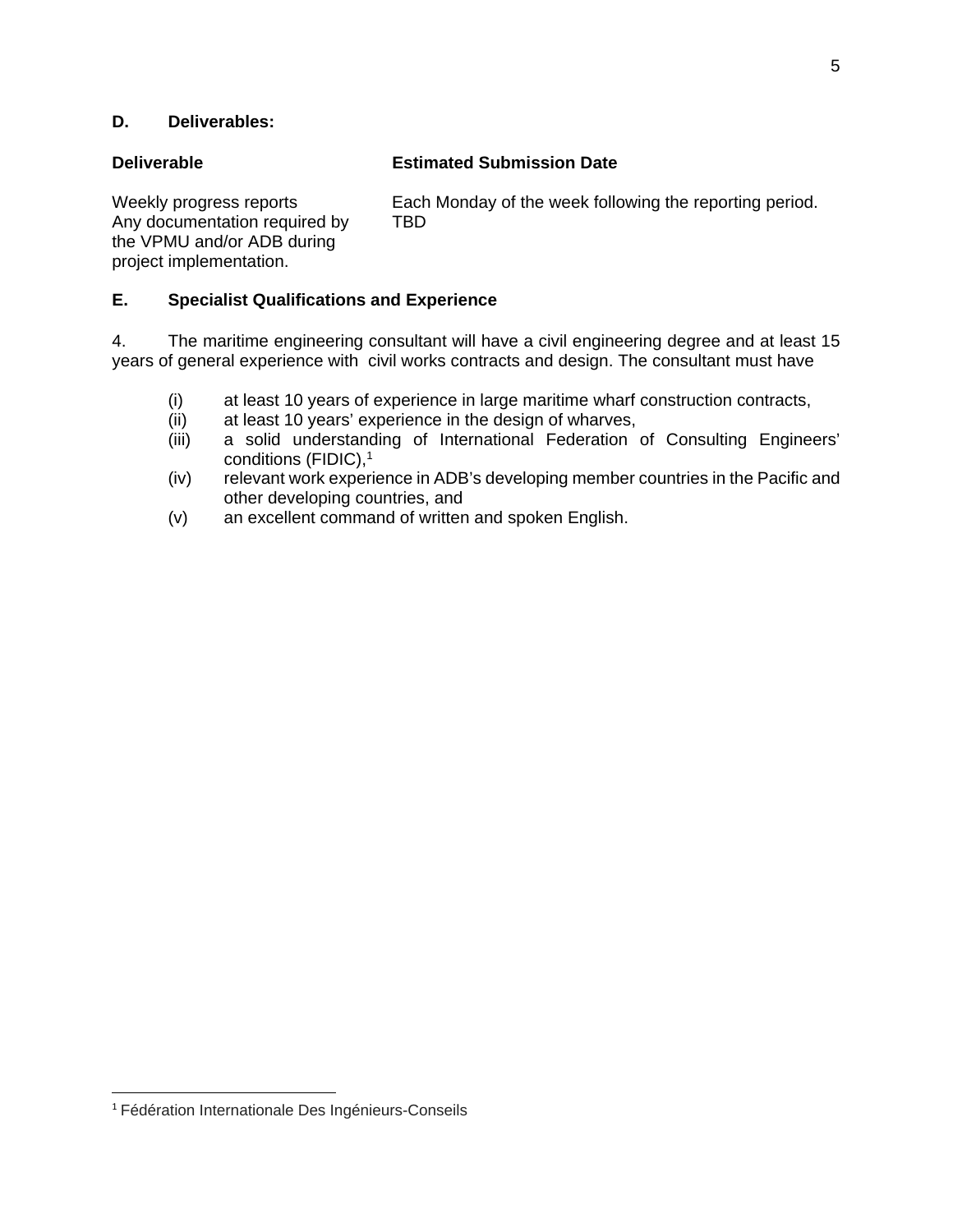### D. Deliverables:

| Deliverable | Estimated Submission Date |
| --- | --- |
| Weekly progress reports | Each Monday of the week following the reporting period. |
| Any documentation required by the VPMU and/or ADB during project implementation. | TBD |

### E. Specialist Qualifications and Experience

4. The maritime engineering consultant will have a civil engineering degree and at least 15 years of general experience with civil works contracts and design. The consultant must have

- (i) at least 10 years of experience in large maritime wharf construction contracts,
- (ii) at least 10 years' experience in the design of wharves,
- (iii) a solid understanding of International Federation of Consulting Engineers' conditions (FIDIC),[1]
- (iv) relevant work experience in ADB's developing member countries in the Pacific and other developing countries, and
- (v) an excellent command of written and spoken English.

[1] Fédération Internationale Des Ingénieurs-Conseils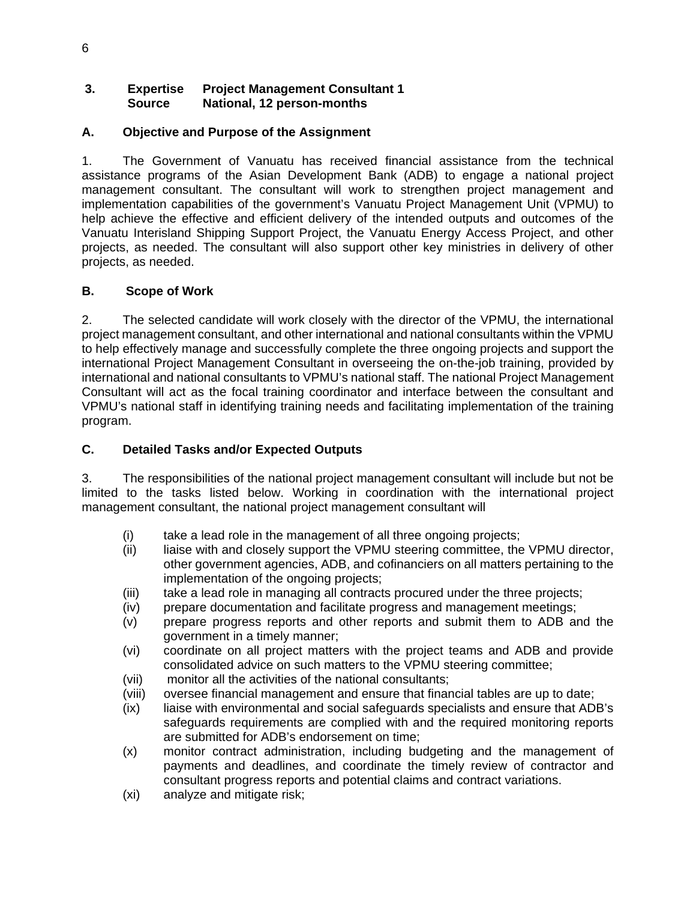**3. Expertise Project Management Consultant 1**
**Source National, 12 person-months**

**A. Objective and Purpose of the Assignment**

1. The Government of Vanuatu has received financial assistance from the technical assistance programs of the Asian Development Bank (ADB) to engage a national project management consultant. The consultant will work to strengthen project management and implementation capabilities of the government's Vanuatu Project Management Unit (VPMU) to help achieve the effective and efficient delivery of the intended outputs and outcomes of the Vanuatu Interisland Shipping Support Project, the Vanuatu Energy Access Project, and other projects, as needed. The consultant will also support other key ministries in delivery of other projects, as needed.

**B. Scope of Work**

2. The selected candidate will work closely with the director of the VPMU, the international project management consultant, and other international and national consultants within the VPMU to help effectively manage and successfully complete the three ongoing projects and support the international Project Management Consultant in overseeing the on-the-job training, provided by international and national consultants to VPMU's national staff. The national Project Management Consultant will act as the focal training coordinator and interface between the consultant and VPMU's national staff in identifying training needs and facilitating implementation of the training program.

**C. Detailed Tasks and/or Expected Outputs**

3. The responsibilities of the national project management consultant will include but not be limited to the tasks listed below. Working in coordination with the international project management consultant, the national project management consultant will

(i) take a lead role in the management of all three ongoing projects;
(ii) liaise with and closely support the VPMU steering committee, the VPMU director, other government agencies, ADB, and cofinanciers on all matters pertaining to the implementation of the ongoing projects;
(iii) take a lead role in managing all contracts procured under the three projects;
(iv) prepare documentation and facilitate progress and management meetings;
(v) prepare progress reports and other reports and submit them to ADB and the government in a timely manner;
(vi) coordinate on all project matters with the project teams and ADB and provide consolidated advice on such matters to the VPMU steering committee;
(vii) monitor all the activities of the national consultants;
(viii) oversee financial management and ensure that financial tables are up to date;
(ix) liaise with environmental and social safeguards specialists and ensure that ADB's safeguards requirements are complied with and the required monitoring reports are submitted for ADB's endorsement on time;
(x) monitor contract administration, including budgeting and the management of payments and deadlines, and coordinate the timely review of contractor and consultant progress reports and potential claims and contract variations.
(xi) analyze and mitigate risk;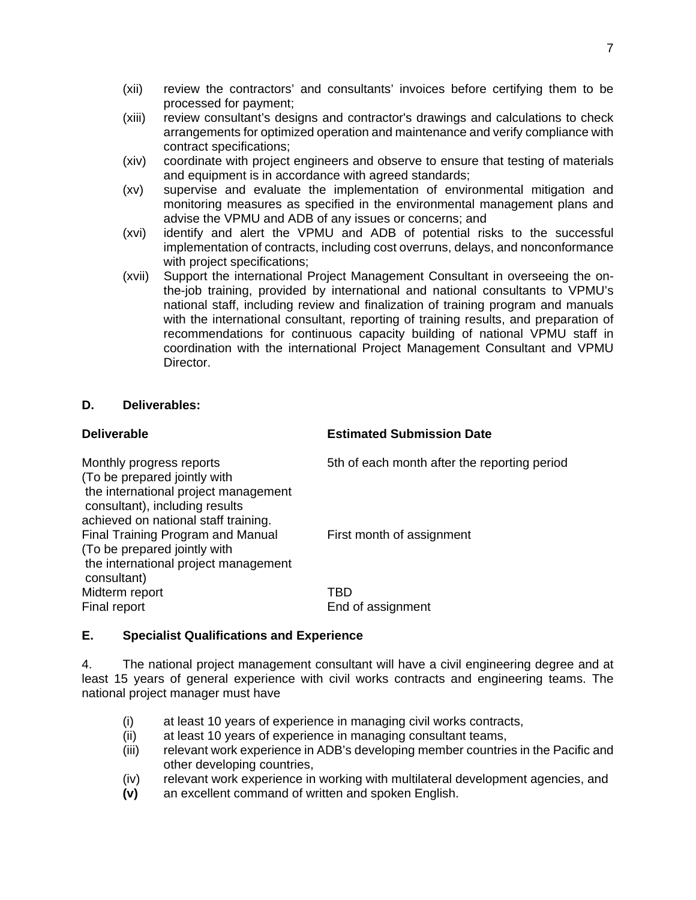(xii) review the contractors' and consultants' invoices before certifying them to be processed for payment;

(xiii) review consultant's designs and contractor's drawings and calculations to check arrangements for optimized operation and maintenance and verify compliance with contract specifications;

(xiv) coordinate with project engineers and observe to ensure that testing of materials and equipment is in accordance with agreed standards;

(xv) supervise and evaluate the implementation of environmental mitigation and monitoring measures as specified in the environmental management plans and advise the VPMU and ADB of any issues or concerns; and

(xvi) identify and alert the VPMU and ADB of potential risks to the successful implementation of contracts, including cost overruns, delays, and nonconformance with project specifications;

(xvii) Support the international Project Management Consultant in overseeing the on-the-job training, provided by international and national consultants to VPMU's national staff, including review and finalization of training program and manuals with the international consultant, reporting of training results, and preparation of recommendations for continuous capacity building of national VPMU staff in coordination with the international Project Management Consultant and VPMU Director.

## D. Deliverables:

| Deliverable | Estimated Submission Date |
|---|---|
| Monthly progress reports (To be prepared jointly with the international project management consultant), including results achieved on national staff training. | 5th of each month after the reporting period |
| Final Training Program and Manual (To be prepared jointly with the international project management consultant) | First month of assignment |
| Midterm report | TBD |
| Final report | End of assignment |

## E. Specialist Qualifications and Experience

4. The national project management consultant will have a civil engineering degree and at least 15 years of general experience with civil works contracts and engineering teams. The national project manager must have

(i) at least 10 years of experience in managing civil works contracts,

(ii) at least 10 years of experience in managing consultant teams,

(iii) relevant work experience in ADB's developing member countries in the Pacific and other developing countries,

(iv) relevant work experience in working with multilateral development agencies, and

**(v)** an excellent command of written and spoken English.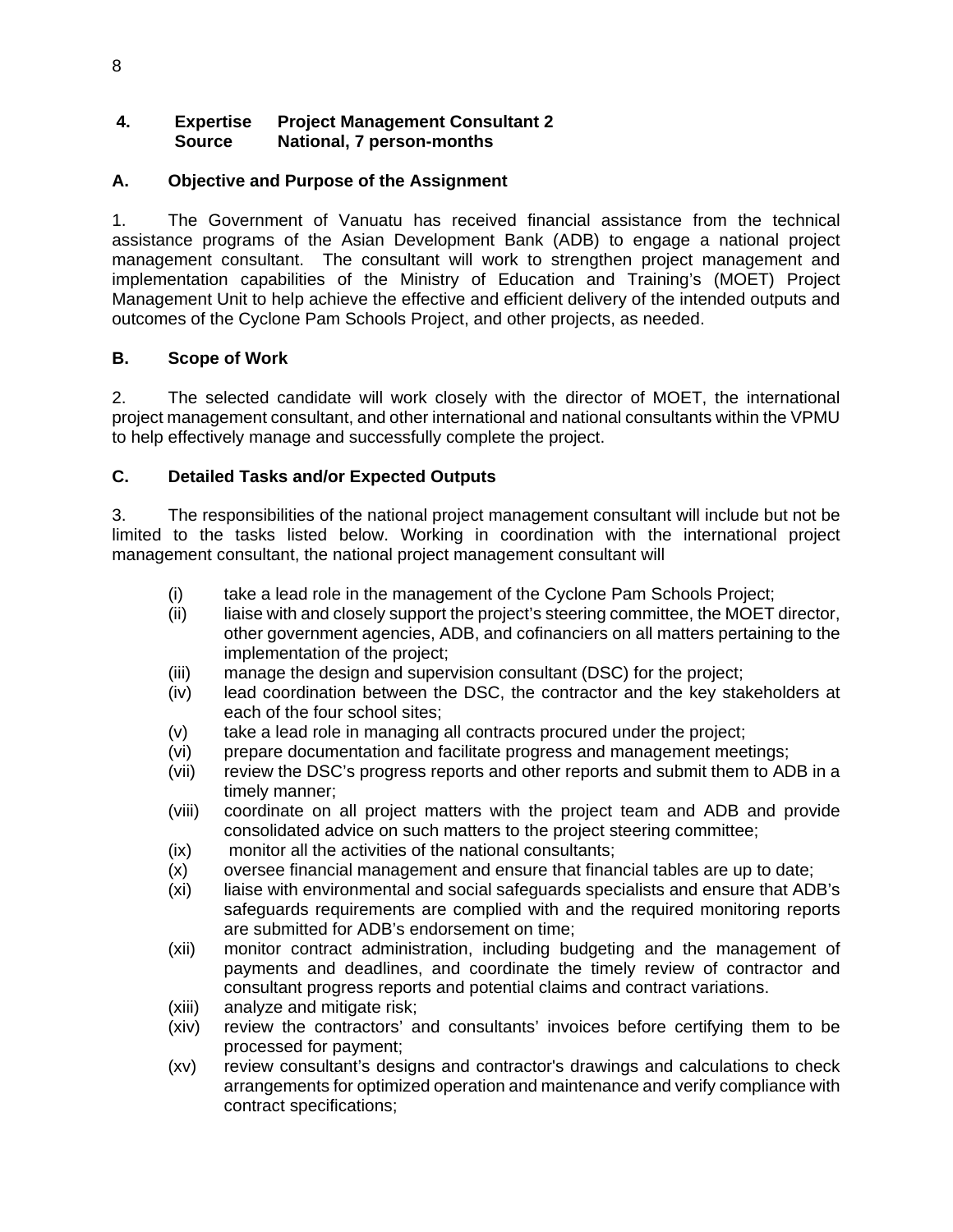**4. Expertise Project Management Consultant 2**
**Source National, 7 person-months**

### A. Objective and Purpose of the Assignment

1. The Government of Vanuatu has received financial assistance from the technical assistance programs of the Asian Development Bank (ADB) to engage a national project management consultant. The consultant will work to strengthen project management and implementation capabilities of the Ministry of Education and Training's (MOET) Project Management Unit to help achieve the effective and efficient delivery of the intended outputs and outcomes of the Cyclone Pam Schools Project, and other projects, as needed.

### B. Scope of Work

2. The selected candidate will work closely with the director of MOET, the international project management consultant, and other international and national consultants within the VPMU to help effectively manage and successfully complete the project.

### C. Detailed Tasks and/or Expected Outputs

3. The responsibilities of the national project management consultant will include but not be limited to the tasks listed below. Working in coordination with the international project management consultant, the national project management consultant will

- (i) take a lead role in the management of the Cyclone Pam Schools Project;
- (ii) liaise with and closely support the project's steering committee, the MOET director, other government agencies, ADB, and cofinanciers on all matters pertaining to the implementation of the project;
- (iii) manage the design and supervision consultant (DSC) for the project;
- (iv) lead coordination between the DSC, the contractor and the key stakeholders at each of the four school sites;
- (v) take a lead role in managing all contracts procured under the project;
- (vi) prepare documentation and facilitate progress and management meetings;
- (vii) review the DSC's progress reports and other reports and submit them to ADB in a timely manner;
- (viii) coordinate on all project matters with the project team and ADB and provide consolidated advice on such matters to the project steering committee;
- (ix) monitor all the activities of the national consultants;
- (x) oversee financial management and ensure that financial tables are up to date;
- (xi) liaise with environmental and social safeguards specialists and ensure that ADB's safeguards requirements are complied with and the required monitoring reports are submitted for ADB's endorsement on time;
- (xii) monitor contract administration, including budgeting and the management of payments and deadlines, and coordinate the timely review of contractor and consultant progress reports and potential claims and contract variations.
- (xiii) analyze and mitigate risk;
- (xiv) review the contractors' and consultants' invoices before certifying them to be processed for payment;
- (xv) review consultant's designs and contractor's drawings and calculations to check arrangements for optimized operation and maintenance and verify compliance with contract specifications;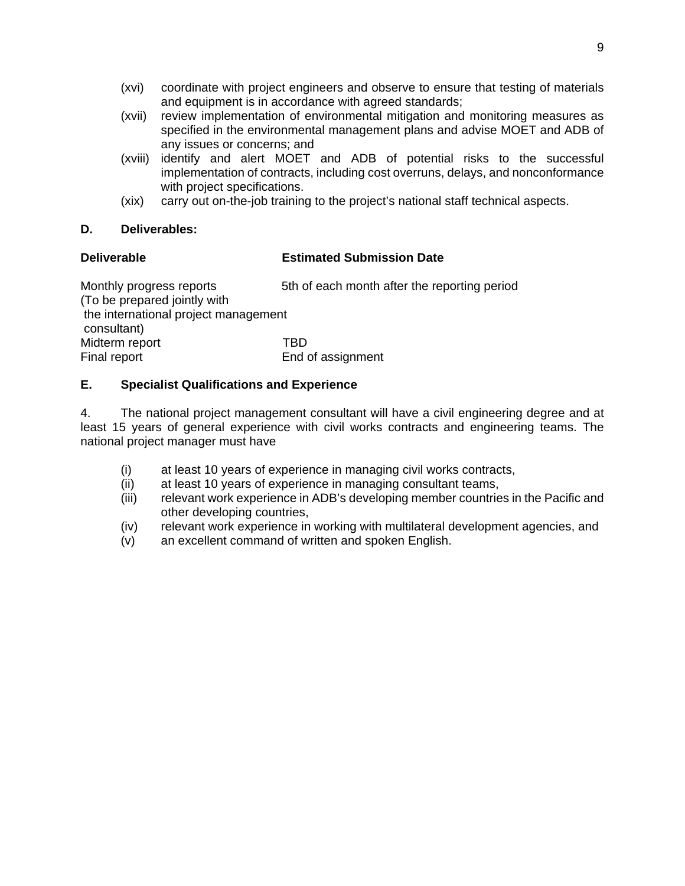(xvi) coordinate with project engineers and observe to ensure that testing of materials and equipment is in accordance with agreed standards;

(xvii) review implementation of environmental mitigation and monitoring measures as specified in the environmental management plans and advise MOET and ADB of any issues or concerns; and

(xviii) identify and alert MOET and ADB of potential risks to the successful implementation of contracts, including cost overruns, delays, and nonconformance with project specifications.

(xix) carry out on-the-job training to the project's national staff technical aspects.

### D. Deliverables:

| Deliverable | Estimated Submission Date |
|---|---|
| Monthly progress reports (To be prepared jointly with the international project management consultant) | 5th of each month after the reporting period |
| Midterm report | TBD |
| Final report | End of assignment |

### E. Specialist Qualifications and Experience

4. The national project management consultant will have a civil engineering degree and at least 15 years of general experience with civil works contracts and engineering teams. The national project manager must have

(i) at least 10 years of experience in managing civil works contracts,

(ii) at least 10 years of experience in managing consultant teams,

(iii) relevant work experience in ADB's developing member countries in the Pacific and other developing countries,

(iv) relevant work experience in working with multilateral development agencies, and

(v) an excellent command of written and spoken English.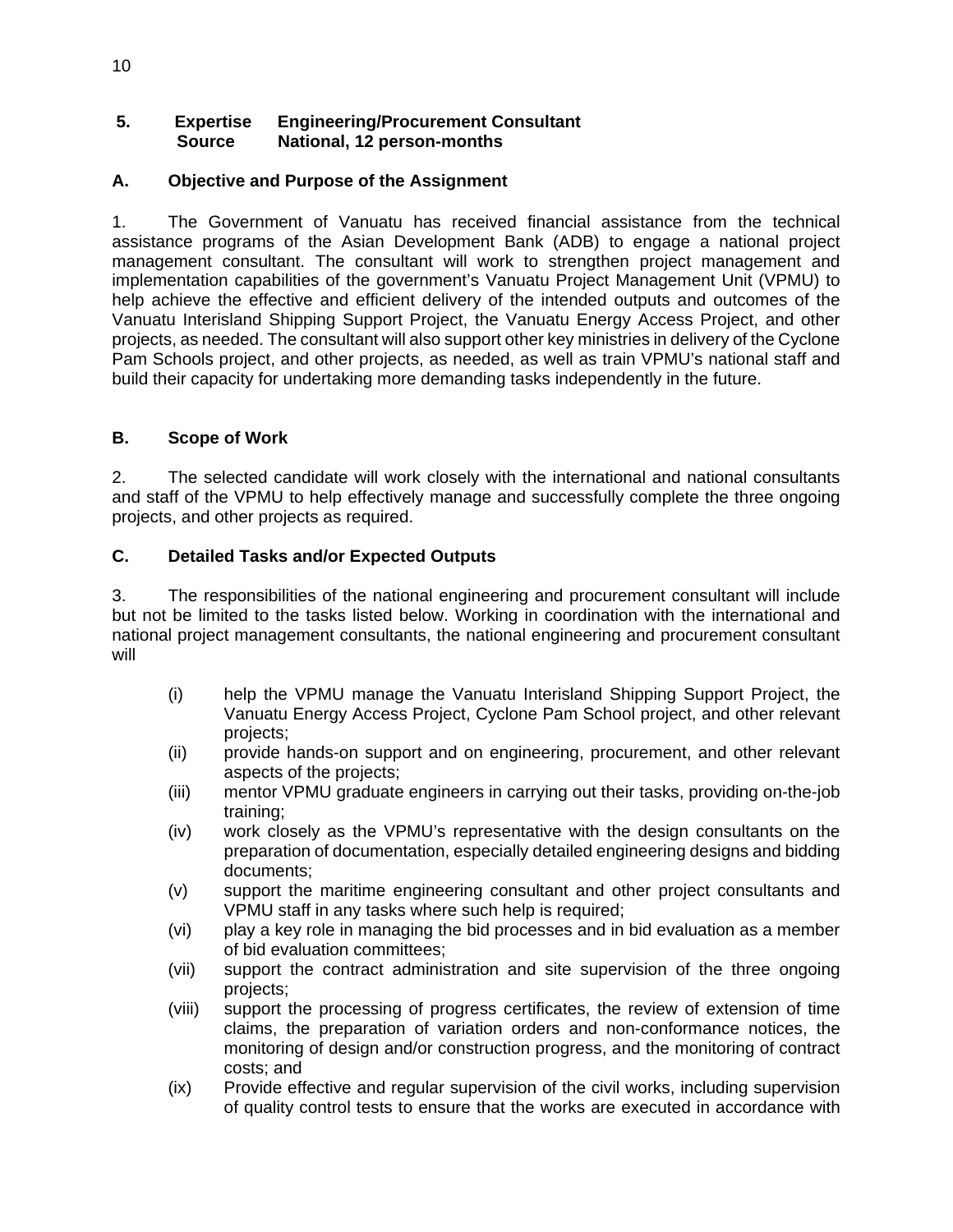**5. Expertise Engineering/Procurement Consultant**
**Source National, 12 person-months**

## A. Objective and Purpose of the Assignment

1. The Government of Vanuatu has received financial assistance from the technical assistance programs of the Asian Development Bank (ADB) to engage a national project management consultant. The consultant will work to strengthen project management and implementation capabilities of the government's Vanuatu Project Management Unit (VPMU) to help achieve the effective and efficient delivery of the intended outputs and outcomes of the Vanuatu Interisland Shipping Support Project, the Vanuatu Energy Access Project, and other projects, as needed. The consultant will also support other key ministries in delivery of the Cyclone Pam Schools project, and other projects, as needed, as well as train VPMU's national staff and build their capacity for undertaking more demanding tasks independently in the future.

## B. Scope of Work

2. The selected candidate will work closely with the international and national consultants and staff of the VPMU to help effectively manage and successfully complete the three ongoing projects, and other projects as required.

## C. Detailed Tasks and/or Expected Outputs

3. The responsibilities of the national engineering and procurement consultant will include but not be limited to the tasks listed below. Working in coordination with the international and national project management consultants, the national engineering and procurement consultant will

- (i) help the VPMU manage the Vanuatu Interisland Shipping Support Project, the Vanuatu Energy Access Project, Cyclone Pam School project, and other relevant projects;
- (ii) provide hands-on support and on engineering, procurement, and other relevant aspects of the projects;
- (iii) mentor VPMU graduate engineers in carrying out their tasks, providing on-the-job training;
- (iv) work closely as the VPMU's representative with the design consultants on the preparation of documentation, especially detailed engineering designs and bidding documents;
- (v) support the maritime engineering consultant and other project consultants and VPMU staff in any tasks where such help is required;
- (vi) play a key role in managing the bid processes and in bid evaluation as a member of bid evaluation committees;
- (vii) support the contract administration and site supervision of the three ongoing projects;
- (viii) support the processing of progress certificates, the review of extension of time claims, the preparation of variation orders and non-conformance notices, the monitoring of design and/or construction progress, and the monitoring of contract costs; and
- (ix) Provide effective and regular supervision of the civil works, including supervision of quality control tests to ensure that the works are executed in accordance with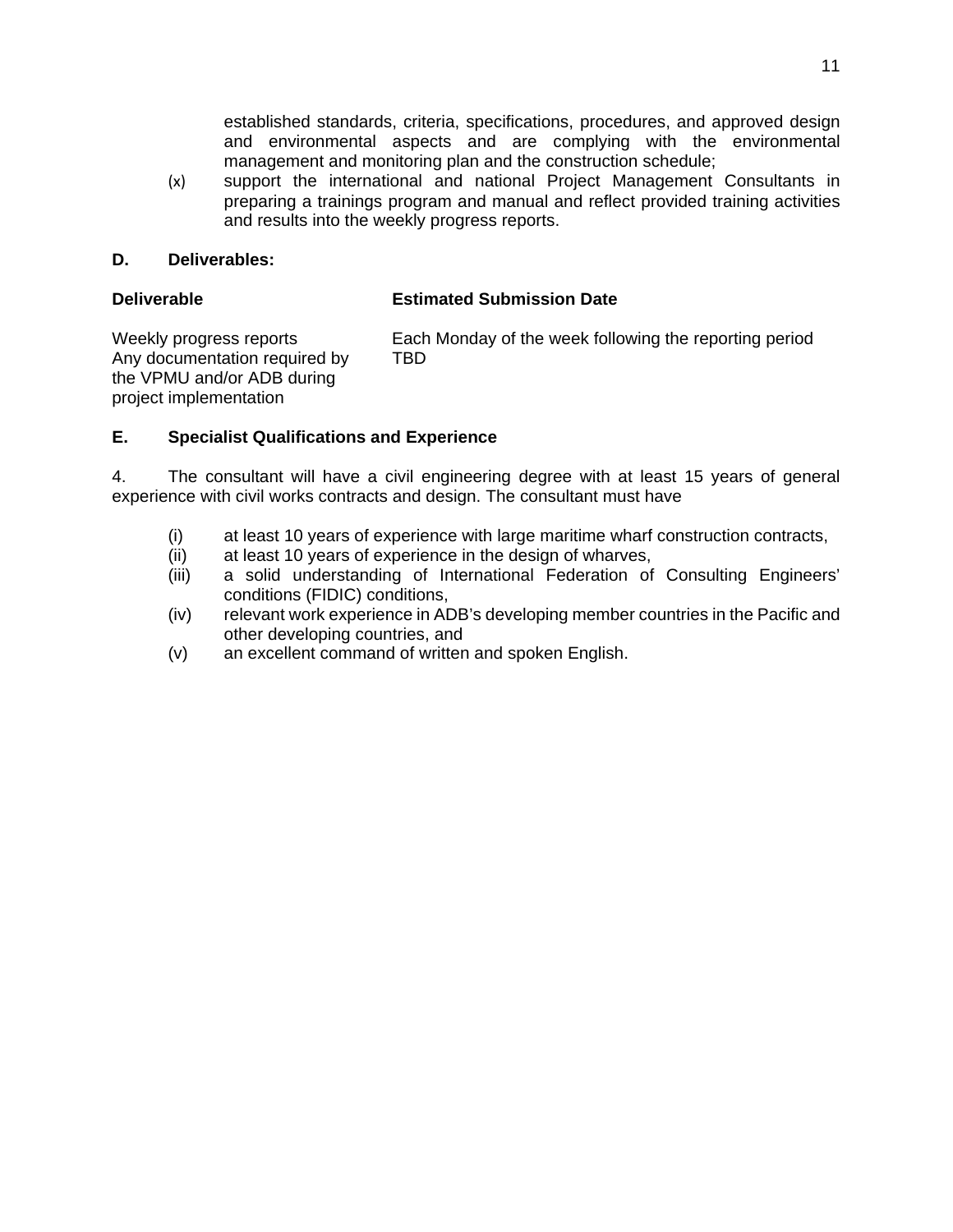established standards, criteria, specifications, procedures, and approved design and environmental aspects and are complying with the environmental management and monitoring plan and the construction schedule;

(x) support the international and national Project Management Consultants in preparing a trainings program and manual and reflect provided training activities and results into the weekly progress reports.

**D. Deliverables:**

| Deliverable | Estimated Submission Date |
|---|---|
| Weekly progress reports | Each Monday of the week following the reporting period |
| Any documentation required by the VPMU and/or ADB during project implementation | TBD |

**E. Specialist Qualifications and Experience**

4. The consultant will have a civil engineering degree with at least 15 years of general experience with civil works contracts and design. The consultant must have

(i) at least 10 years of experience with large maritime wharf construction contracts,
(ii) at least 10 years of experience in the design of wharves,
(iii) a solid understanding of International Federation of Consulting Engineers' conditions (FIDIC) conditions,
(iv) relevant work experience in ADB's developing member countries in the Pacific and other developing countries, and
(v) an excellent command of written and spoken English.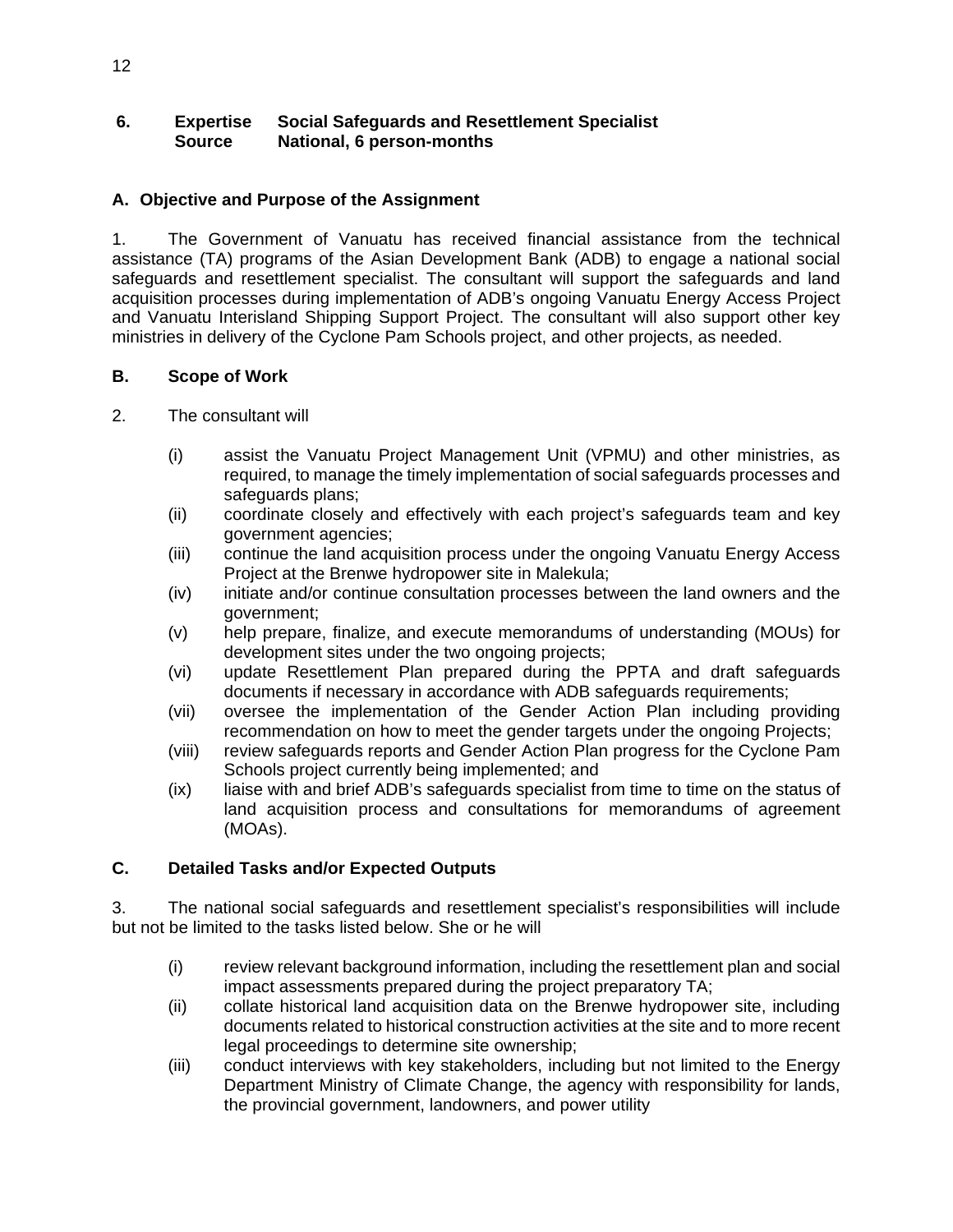**6. Expertise Social Safeguards and Resettlement Specialist**
**Source National, 6 person-months**

### A. Objective and Purpose of the Assignment

1. The Government of Vanuatu has received financial assistance from the technical assistance (TA) programs of the Asian Development Bank (ADB) to engage a national social safeguards and resettlement specialist. The consultant will support the safeguards and land acquisition processes during implementation of ADB's ongoing Vanuatu Energy Access Project and Vanuatu Interisland Shipping Support Project. The consultant will also support other key ministries in delivery of the Cyclone Pam Schools project, and other projects, as needed.

### B. Scope of Work

2. The consultant will

- (i) assist the Vanuatu Project Management Unit (VPMU) and other ministries, as required, to manage the timely implementation of social safeguards processes and safeguards plans;
- (ii) coordinate closely and effectively with each project's safeguards team and key government agencies;
- (iii) continue the land acquisition process under the ongoing Vanuatu Energy Access Project at the Brenwe hydropower site in Malekula;
- (iv) initiate and/or continue consultation processes between the land owners and the government;
- (v) help prepare, finalize, and execute memorandums of understanding (MOUs) for development sites under the two ongoing projects;
- (vi) update Resettlement Plan prepared during the PPTA and draft safeguards documents if necessary in accordance with ADB safeguards requirements;
- (vii) oversee the implementation of the Gender Action Plan including providing recommendation on how to meet the gender targets under the ongoing Projects;
- (viii) review safeguards reports and Gender Action Plan progress for the Cyclone Pam Schools project currently being implemented; and
- (ix) liaise with and brief ADB's safeguards specialist from time to time on the status of land acquisition process and consultations for memorandums of agreement (MOAs).

### C. Detailed Tasks and/or Expected Outputs

3. The national social safeguards and resettlement specialist's responsibilities will include but not be limited to the tasks listed below. She or he will

- (i) review relevant background information, including the resettlement plan and social impact assessments prepared during the project preparatory TA;
- (ii) collate historical land acquisition data on the Brenwe hydropower site, including documents related to historical construction activities at the site and to more recent legal proceedings to determine site ownership;
- (iii) conduct interviews with key stakeholders, including but not limited to the Energy Department Ministry of Climate Change, the agency with responsibility for lands, the provincial government, landowners, and power utility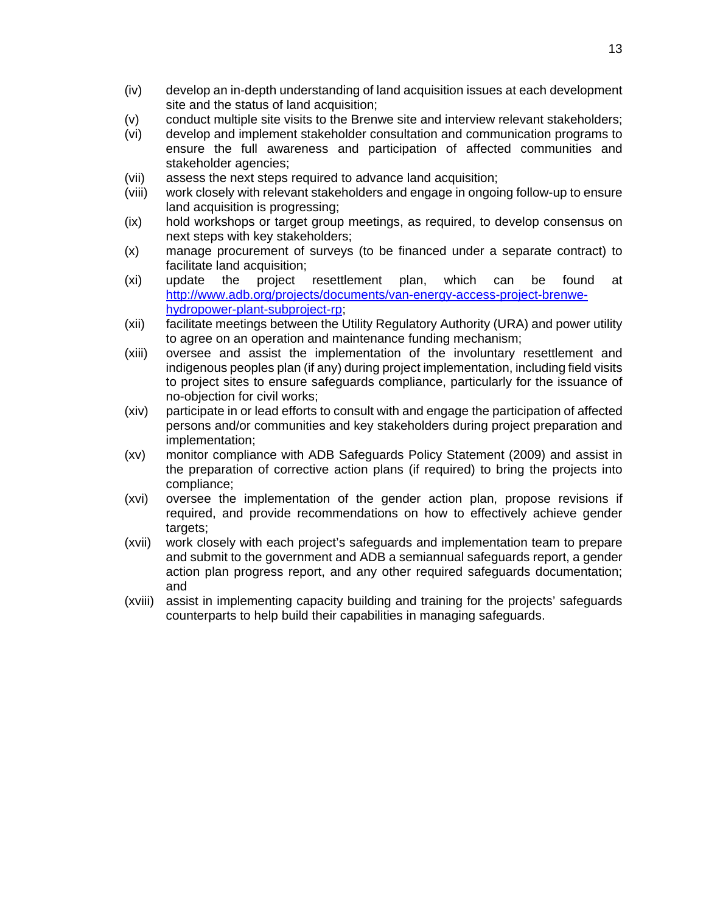(iv) develop an in-depth understanding of land acquisition issues at each development site and the status of land acquisition;

(v) conduct multiple site visits to the Brenwe site and interview relevant stakeholders;

(vi) develop and implement stakeholder consultation and communication programs to ensure the full awareness and participation of affected communities and stakeholder agencies;

(vii) assess the next steps required to advance land acquisition;

(viii) work closely with relevant stakeholders and engage in ongoing follow-up to ensure land acquisition is progressing;

(ix) hold workshops or target group meetings, as required, to develop consensus on next steps with key stakeholders;

(x) manage procurement of surveys (to be financed under a separate contract) to facilitate land acquisition;

(xi) update the project resettlement plan, which can be found at [http://www.adb.org/projects/documents/van-energy-access-project-brenwe-hydropower-plant-subproject-rp](http://www.adb.org/projects/documents/van-energy-access-project-brenwe-hydropower-plant-subproject-rp);

(xii) facilitate meetings between the Utility Regulatory Authority (URA) and power utility to agree on an operation and maintenance funding mechanism;

(xiii) oversee and assist the implementation of the involuntary resettlement and indigenous peoples plan (if any) during project implementation, including field visits to project sites to ensure safeguards compliance, particularly for the issuance of no-objection for civil works;

(xiv) participate in or lead efforts to consult with and engage the participation of affected persons and/or communities and key stakeholders during project preparation and implementation;

(xv) monitor compliance with ADB Safeguards Policy Statement (2009) and assist in the preparation of corrective action plans (if required) to bring the projects into compliance;

(xvi) oversee the implementation of the gender action plan, propose revisions if required, and provide recommendations on how to effectively achieve gender targets;

(xvii) work closely with each project's safeguards and implementation team to prepare and submit to the government and ADB a semiannual safeguards report, a gender action plan progress report, and any other required safeguards documentation; and

(xviii) assist in implementing capacity building and training for the projects' safeguards counterparts to help build their capabilities in managing safeguards.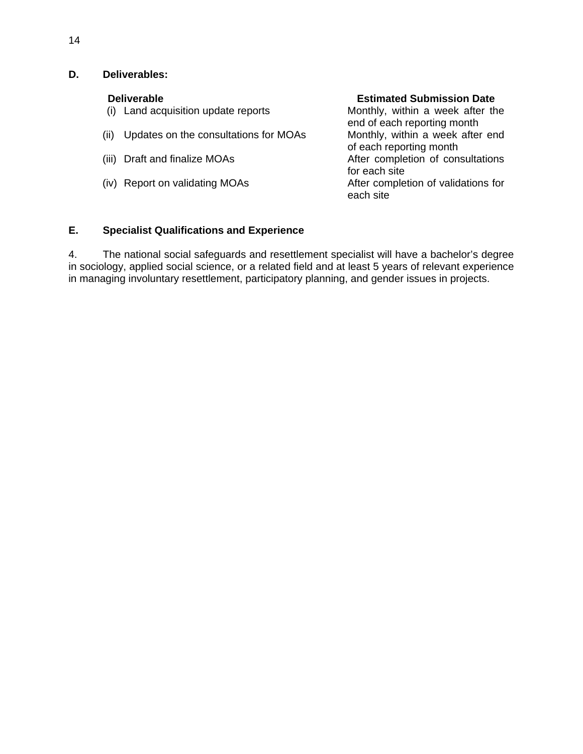### D. Deliverables:

| Deliverable | Estimated Submission Date |
|---|---|
| (i) Land acquisition update reports | Monthly, within a week after the end of each reporting month |
| (ii) Updates on the consultations for MOAs | Monthly, within a week after end of each reporting month |
| (iii) Draft and finalize MOAs | After completion of consultations for each site |
| (iv) Report on validating MOAs | After completion of validations for each site |

### E. Specialist Qualifications and Experience

4. The national social safeguards and resettlement specialist will have a bachelor's degree in sociology, applied social science, or a related field and at least 5 years of relevant experience in managing involuntary resettlement, participatory planning, and gender issues in projects.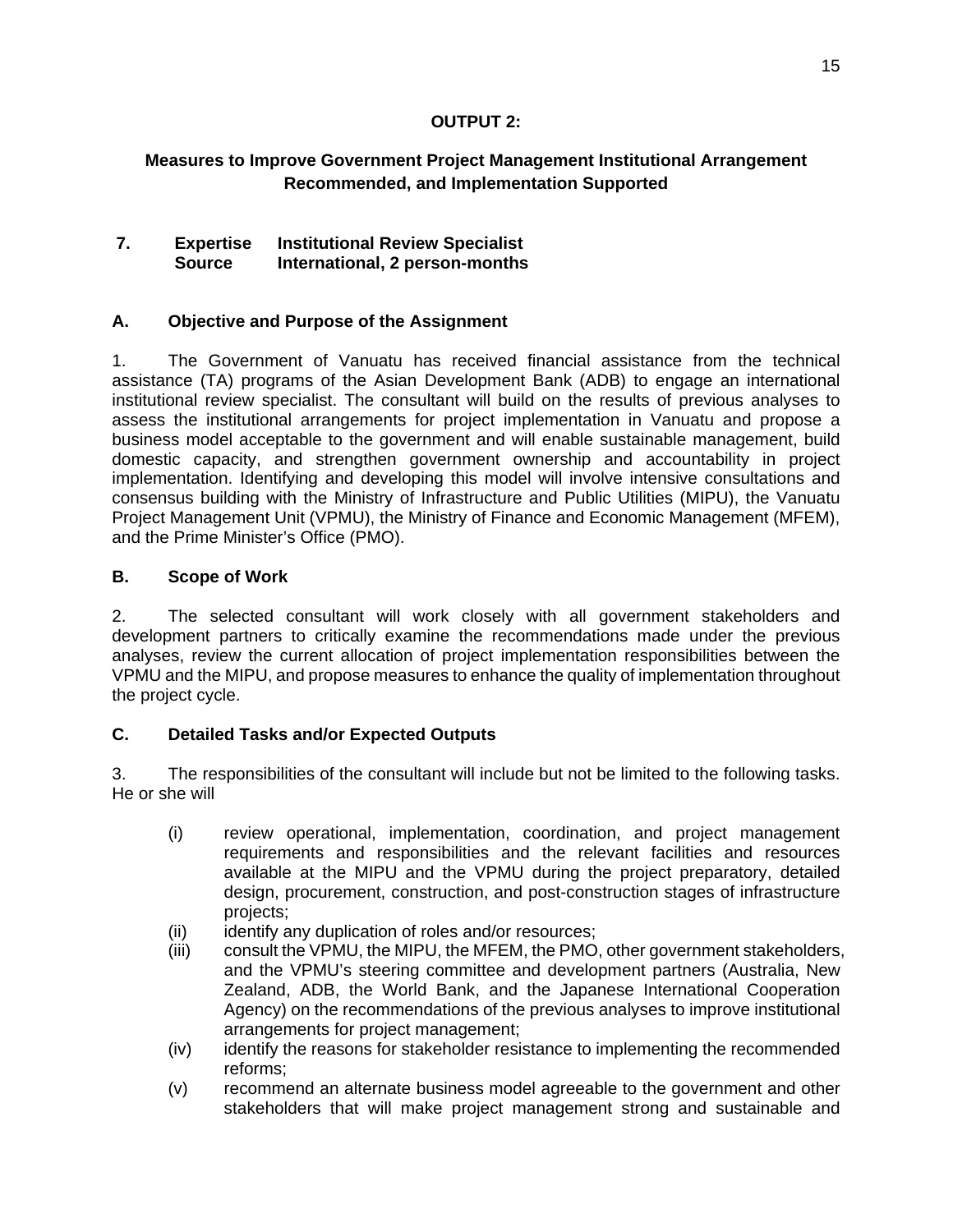**OUTPUT 2:**

**Measures to Improve Government Project Management Institutional Arrangement Recommended, and Implementation Supported**

**7. Expertise Institutional Review Specialist**
**Source International, 2 person-months**

### A. Objective and Purpose of the Assignment

1. The Government of Vanuatu has received financial assistance from the technical assistance (TA) programs of the Asian Development Bank (ADB) to engage an international institutional review specialist. The consultant will build on the results of previous analyses to assess the institutional arrangements for project implementation in Vanuatu and propose a business model acceptable to the government and will enable sustainable management, build domestic capacity, and strengthen government ownership and accountability in project implementation. Identifying and developing this model will involve intensive consultations and consensus building with the Ministry of Infrastructure and Public Utilities (MIPU), the Vanuatu Project Management Unit (VPMU), the Ministry of Finance and Economic Management (MFEM), and the Prime Minister's Office (PMO).

### B. Scope of Work

2. The selected consultant will work closely with all government stakeholders and development partners to critically examine the recommendations made under the previous analyses, review the current allocation of project implementation responsibilities between the VPMU and the MIPU, and propose measures to enhance the quality of implementation throughout the project cycle.

### C. Detailed Tasks and/or Expected Outputs

3. The responsibilities of the consultant will include but not be limited to the following tasks. He or she will

(i) review operational, implementation, coordination, and project management requirements and responsibilities and the relevant facilities and resources available at the MIPU and the VPMU during the project preparatory, detailed design, procurement, construction, and post-construction stages of infrastructure projects;
(ii) identify any duplication of roles and/or resources;
(iii) consult the VPMU, the MIPU, the MFEM, the PMO, other government stakeholders, and the VPMU's steering committee and development partners (Australia, New Zealand, ADB, the World Bank, and the Japanese International Cooperation Agency) on the recommendations of the previous analyses to improve institutional arrangements for project management;
(iv) identify the reasons for stakeholder resistance to implementing the recommended reforms;
(v) recommend an alternate business model agreeable to the government and other stakeholders that will make project management strong and sustainable and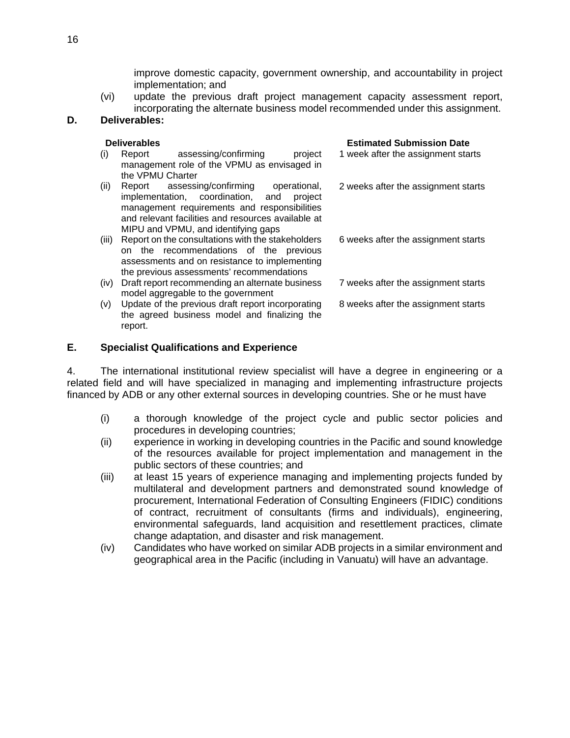improve domestic capacity, government ownership, and accountability in project implementation; and

(vi) update the previous draft project management capacity assessment report, incorporating the alternate business model recommended under this assignment.

**D. Deliverables:**

| Deliverables | Estimated Submission Date |
|---|---|
| (i) Report assessing/confirming project management role of the VPMU as envisaged in the VPMU Charter | 1 week after the assignment starts |
| (ii) Report assessing/confirming operational, implementation, coordination, and project management requirements and responsibilities and relevant facilities and resources available at MIPU and VPMU, and identifying gaps | 2 weeks after the assignment starts |
| (iii) Report on the consultations with the stakeholders on the recommendations of the previous assessments and on resistance to implementing the previous assessments' recommendations | 6 weeks after the assignment starts |
| (iv) Draft report recommending an alternate business model aggregable to the government | 7 weeks after the assignment starts |
| (v) Update of the previous draft report incorporating the agreed business model and finalizing the report. | 8 weeks after the assignment starts |

**E. Specialist Qualifications and Experience**

4. The international institutional review specialist will have a degree in engineering or a related field and will have specialized in managing and implementing infrastructure projects financed by ADB or any other external sources in developing countries. She or he must have

(i) a thorough knowledge of the project cycle and public sector policies and procedures in developing countries;

(ii) experience in working in developing countries in the Pacific and sound knowledge of the resources available for project implementation and management in the public sectors of these countries; and

(iii) at least 15 years of experience managing and implementing projects funded by multilateral and development partners and demonstrated sound knowledge of procurement, International Federation of Consulting Engineers (FIDIC) conditions of contract, recruitment of consultants (firms and individuals), engineering, environmental safeguards, land acquisition and resettlement practices, climate change adaptation, and disaster and risk management.

(iv) Candidates who have worked on similar ADB projects in a similar environment and geographical area in the Pacific (including in Vanuatu) will have an advantage.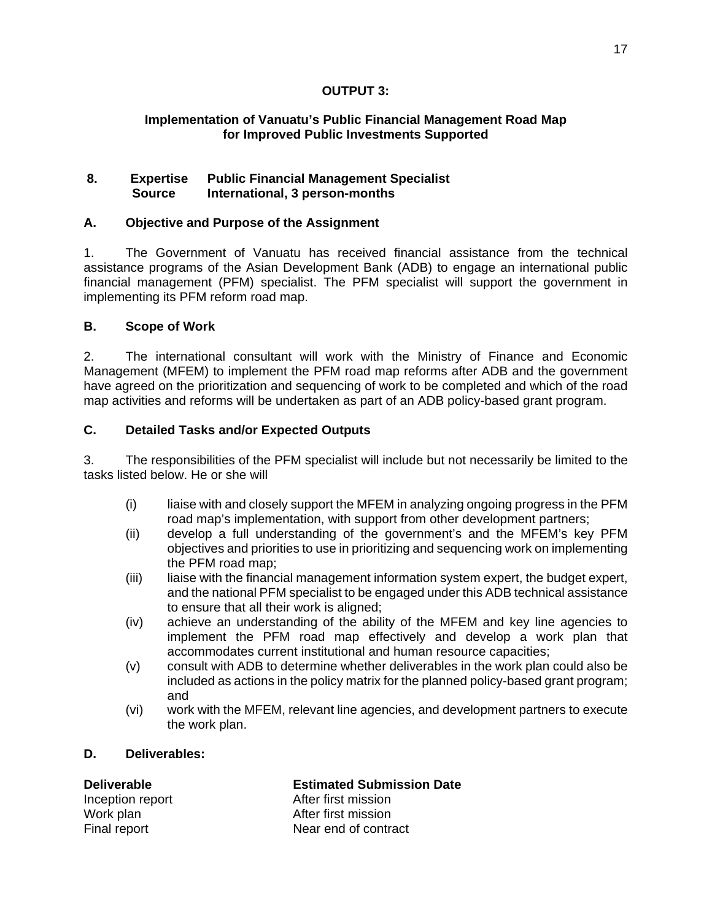**OUTPUT 3:**

**Implementation of Vanuatu's Public Financial Management Road Map for Improved Public Investments Supported**

**8. Expertise Public Financial Management Specialist**
**Source International, 3 person-months**

### A. Objective and Purpose of the Assignment

1. The Government of Vanuatu has received financial assistance from the technical assistance programs of the Asian Development Bank (ADB) to engage an international public financial management (PFM) specialist. The PFM specialist will support the government in implementing its PFM reform road map.

### B. Scope of Work

2. The international consultant will work with the Ministry of Finance and Economic Management (MFEM) to implement the PFM road map reforms after ADB and the government have agreed on the prioritization and sequencing of work to be completed and which of the road map activities and reforms will be undertaken as part of an ADB policy-based grant program.

### C. Detailed Tasks and/or Expected Outputs

3. The responsibilities of the PFM specialist will include but not necessarily be limited to the tasks listed below. He or she will

(i) liaise with and closely support the MFEM in analyzing ongoing progress in the PFM road map's implementation, with support from other development partners;
(ii) develop a full understanding of the government's and the MFEM's key PFM objectives and priorities to use in prioritizing and sequencing work on implementing the PFM road map;
(iii) liaise with the financial management information system expert, the budget expert, and the national PFM specialist to be engaged under this ADB technical assistance to ensure that all their work is aligned;
(iv) achieve an understanding of the ability of the MFEM and key line agencies to implement the PFM road map effectively and develop a work plan that accommodates current institutional and human resource capacities;
(v) consult with ADB to determine whether deliverables in the work plan could also be included as actions in the policy matrix for the planned policy-based grant program; and
(vi) work with the MFEM, relevant line agencies, and development partners to execute the work plan.

### D. Deliverables:

| **Deliverable** | **Estimated Submission Date** |
|---|---|
| Inception report | After first mission |
| Work plan | After first mission |
| Final report | Near end of contract |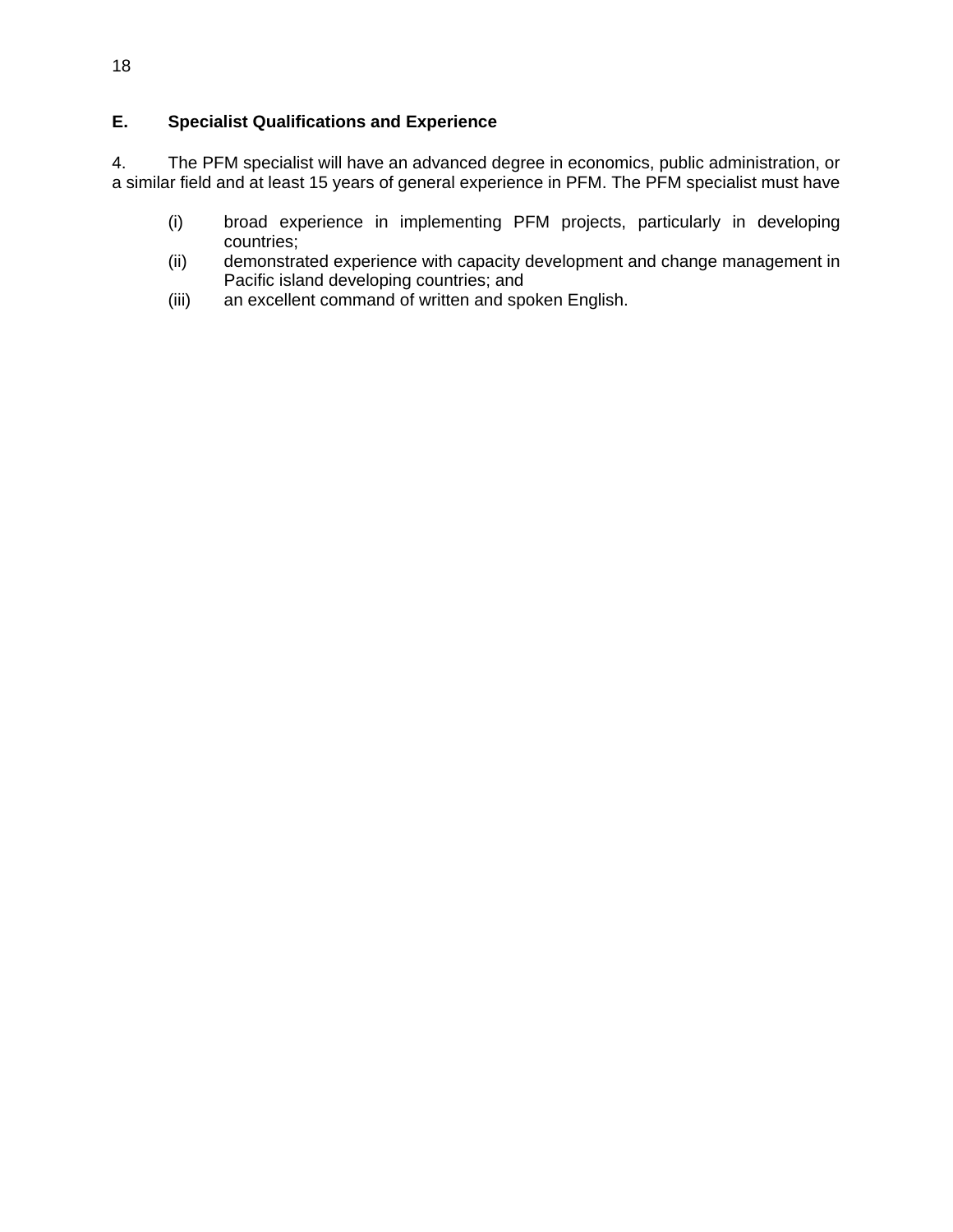## E. Specialist Qualifications and Experience

4. The PFM specialist will have an advanced degree in economics, public administration, or a similar field and at least 15 years of general experience in PFM. The PFM specialist must have

(i) broad experience in implementing PFM projects, particularly in developing countries;
(ii) demonstrated experience with capacity development and change management in Pacific island developing countries; and
(iii) an excellent command of written and spoken English.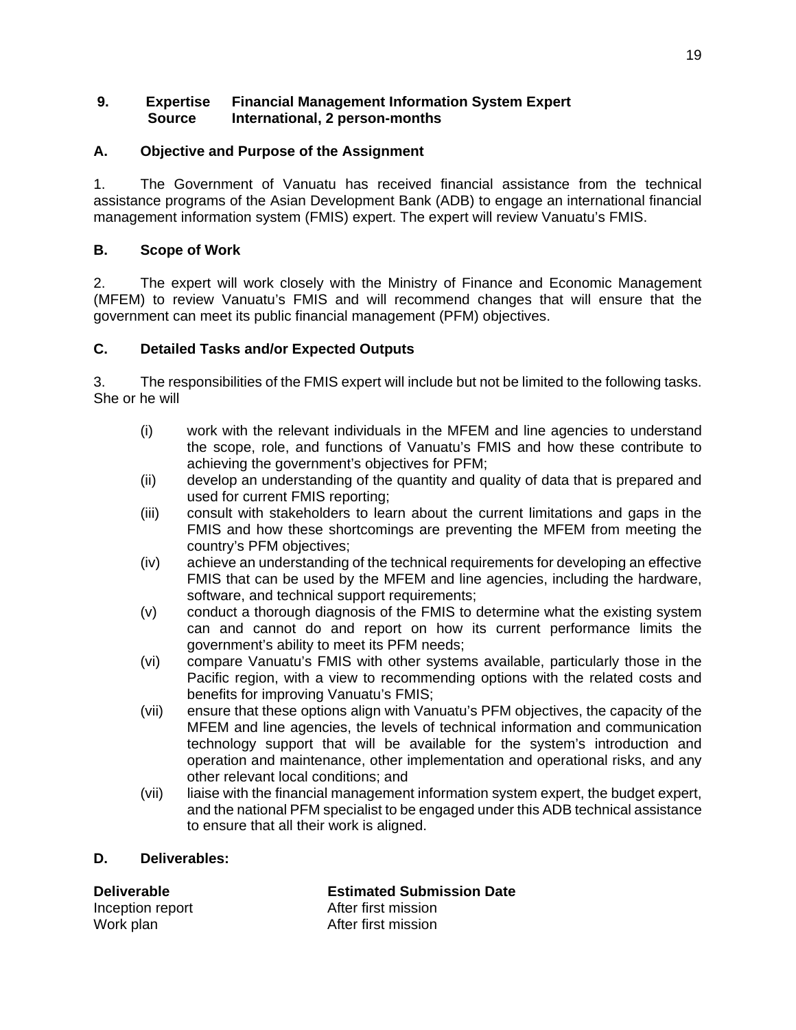**9. Expertise Financial Management Information System Expert**
**Source International, 2 person-months**

### A. Objective and Purpose of the Assignment

1. The Government of Vanuatu has received financial assistance from the technical assistance programs of the Asian Development Bank (ADB) to engage an international financial management information system (FMIS) expert. The expert will review Vanuatu's FMIS.

### B. Scope of Work

2. The expert will work closely with the Ministry of Finance and Economic Management (MFEM) to review Vanuatu's FMIS and will recommend changes that will ensure that the government can meet its public financial management (PFM) objectives.

### C. Detailed Tasks and/or Expected Outputs

3. The responsibilities of the FMIS expert will include but not be limited to the following tasks. She or he will

(i) work with the relevant individuals in the MFEM and line agencies to understand the scope, role, and functions of Vanuatu's FMIS and how these contribute to achieving the government's objectives for PFM;
(ii) develop an understanding of the quantity and quality of data that is prepared and used for current FMIS reporting;
(iii) consult with stakeholders to learn about the current limitations and gaps in the FMIS and how these shortcomings are preventing the MFEM from meeting the country's PFM objectives;
(iv) achieve an understanding of the technical requirements for developing an effective FMIS that can be used by the MFEM and line agencies, including the hardware, software, and technical support requirements;
(v) conduct a thorough diagnosis of the FMIS to determine what the existing system can and cannot do and report on how its current performance limits the government's ability to meet its PFM needs;
(vi) compare Vanuatu's FMIS with other systems available, particularly those in the Pacific region, with a view to recommending options with the related costs and benefits for improving Vanuatu's FMIS;
(vii) ensure that these options align with Vanuatu's PFM objectives, the capacity of the MFEM and line agencies, the levels of technical information and communication technology support that will be available for the system's introduction and operation and maintenance, other implementation and operational risks, and any other relevant local conditions; and
(vii) liaise with the financial management information system expert, the budget expert, and the national PFM specialist to be engaged under this ADB technical assistance to ensure that all their work is aligned.

### D. Deliverables:

| Deliverable | Estimated Submission Date |
|---|---|
| Inception report | After first mission |
| Work plan | After first mission |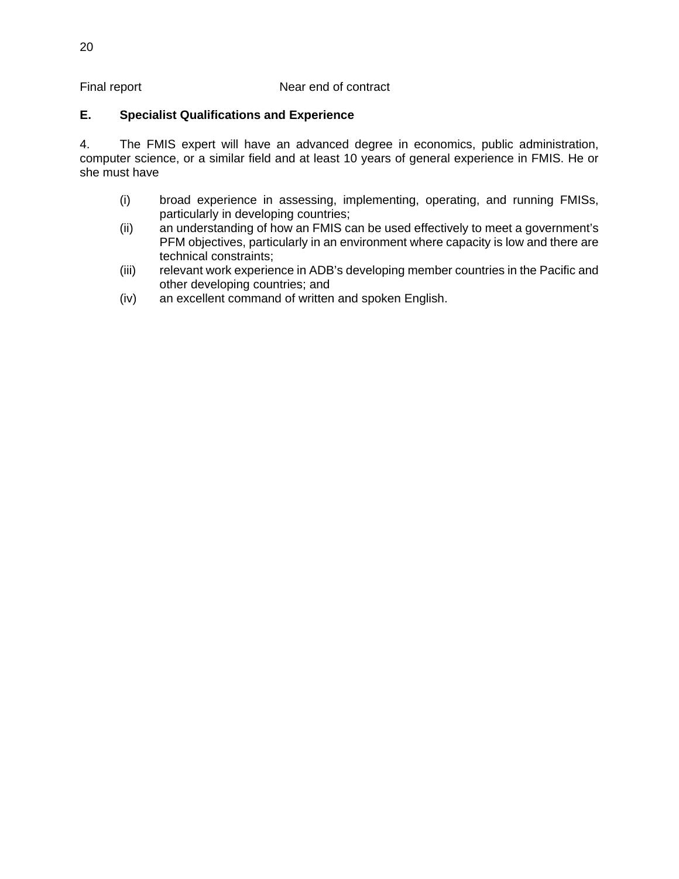| | |
|---|---|
| Final report | Near end of contract |

## E. Specialist Qualifications and Experience

4. The FMIS expert will have an advanced degree in economics, public administration, computer science, or a similar field and at least 10 years of general experience in FMIS. He or she must have

(i) broad experience in assessing, implementing, operating, and running FMISs, particularly in developing countries;
(ii) an understanding of how an FMIS can be used effectively to meet a government's PFM objectives, particularly in an environment where capacity is low and there are technical constraints;
(iii) relevant work experience in ADB's developing member countries in the Pacific and other developing countries; and
(iv) an excellent command of written and spoken English.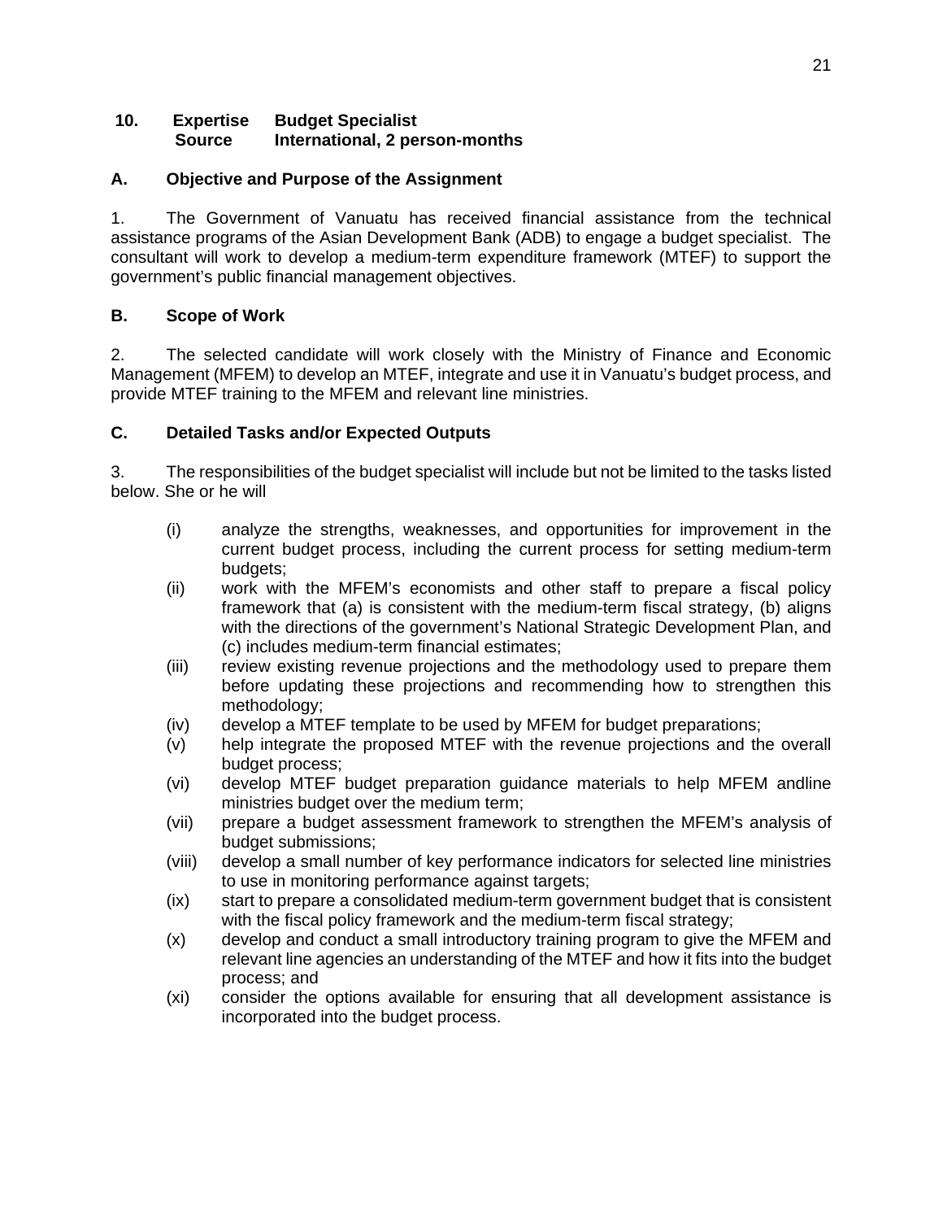**10. Expertise Budget Specialist**
**Source International, 2 person-months**

## A. Objective and Purpose of the Assignment

1. The Government of Vanuatu has received financial assistance from the technical assistance programs of the Asian Development Bank (ADB) to engage a budget specialist. The consultant will work to develop a medium-term expenditure framework (MTEF) to support the government's public financial management objectives.

## B. Scope of Work

2. The selected candidate will work closely with the Ministry of Finance and Economic Management (MFEM) to develop an MTEF, integrate and use it in Vanuatu's budget process, and provide MTEF training to the MFEM and relevant line ministries.

## C. Detailed Tasks and/or Expected Outputs

3. The responsibilities of the budget specialist will include but not be limited to the tasks listed below. She or he will

- (i) analyze the strengths, weaknesses, and opportunities for improvement in the current budget process, including the current process for setting medium-term budgets;
- (ii) work with the MFEM's economists and other staff to prepare a fiscal policy framework that (a) is consistent with the medium-term fiscal strategy, (b) aligns with the directions of the government's National Strategic Development Plan, and (c) includes medium-term financial estimates;
- (iii) review existing revenue projections and the methodology used to prepare them before updating these projections and recommending how to strengthen this methodology;
- (iv) develop a MTEF template to be used by MFEM for budget preparations;
- (v) help integrate the proposed MTEF with the revenue projections and the overall budget process;
- (vi) develop MTEF budget preparation guidance materials to help MFEM andline ministries budget over the medium term;
- (vii) prepare a budget assessment framework to strengthen the MFEM's analysis of budget submissions;
- (viii) develop a small number of key performance indicators for selected line ministries to use in monitoring performance against targets;
- (ix) start to prepare a consolidated medium-term government budget that is consistent with the fiscal policy framework and the medium-term fiscal strategy;
- (x) develop and conduct a small introductory training program to give the MFEM and relevant line agencies an understanding of the MTEF and how it fits into the budget process; and
- (xi) consider the options available for ensuring that all development assistance is incorporated into the budget process.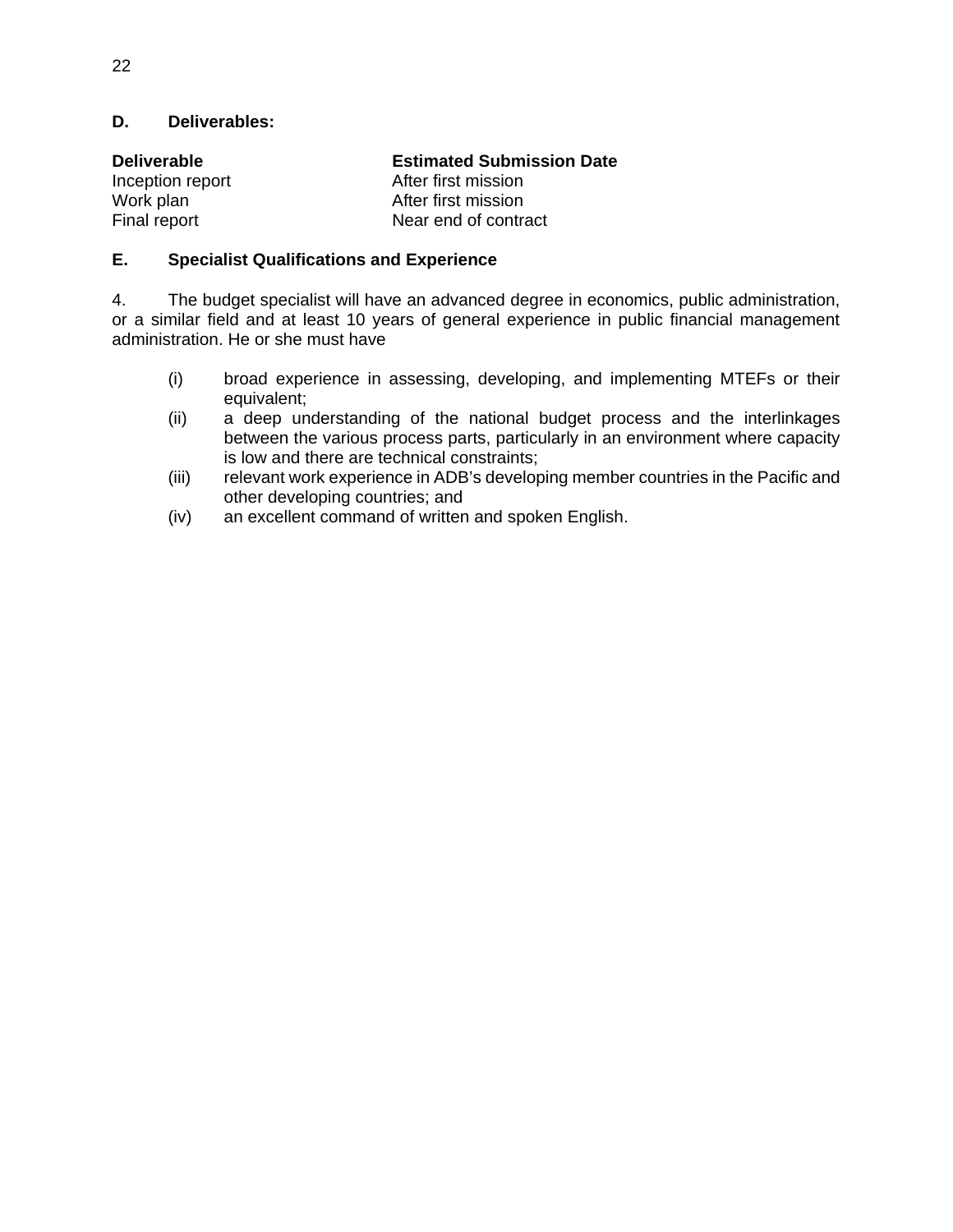### D. Deliverables:

| Deliverable | Estimated Submission Date |
|---|---|
| Inception report | After first mission |
| Work plan | After first mission |
| Final report | Near end of contract |

### E. Specialist Qualifications and Experience

4. The budget specialist will have an advanced degree in economics, public administration, or a similar field and at least 10 years of general experience in public financial management administration. He or she must have

(i) broad experience in assessing, developing, and implementing MTEFs or their equivalent;
(ii) a deep understanding of the national budget process and the interlinkages between the various process parts, particularly in an environment where capacity is low and there are technical constraints;
(iii) relevant work experience in ADB's developing member countries in the Pacific and other developing countries; and
(iv) an excellent command of written and spoken English.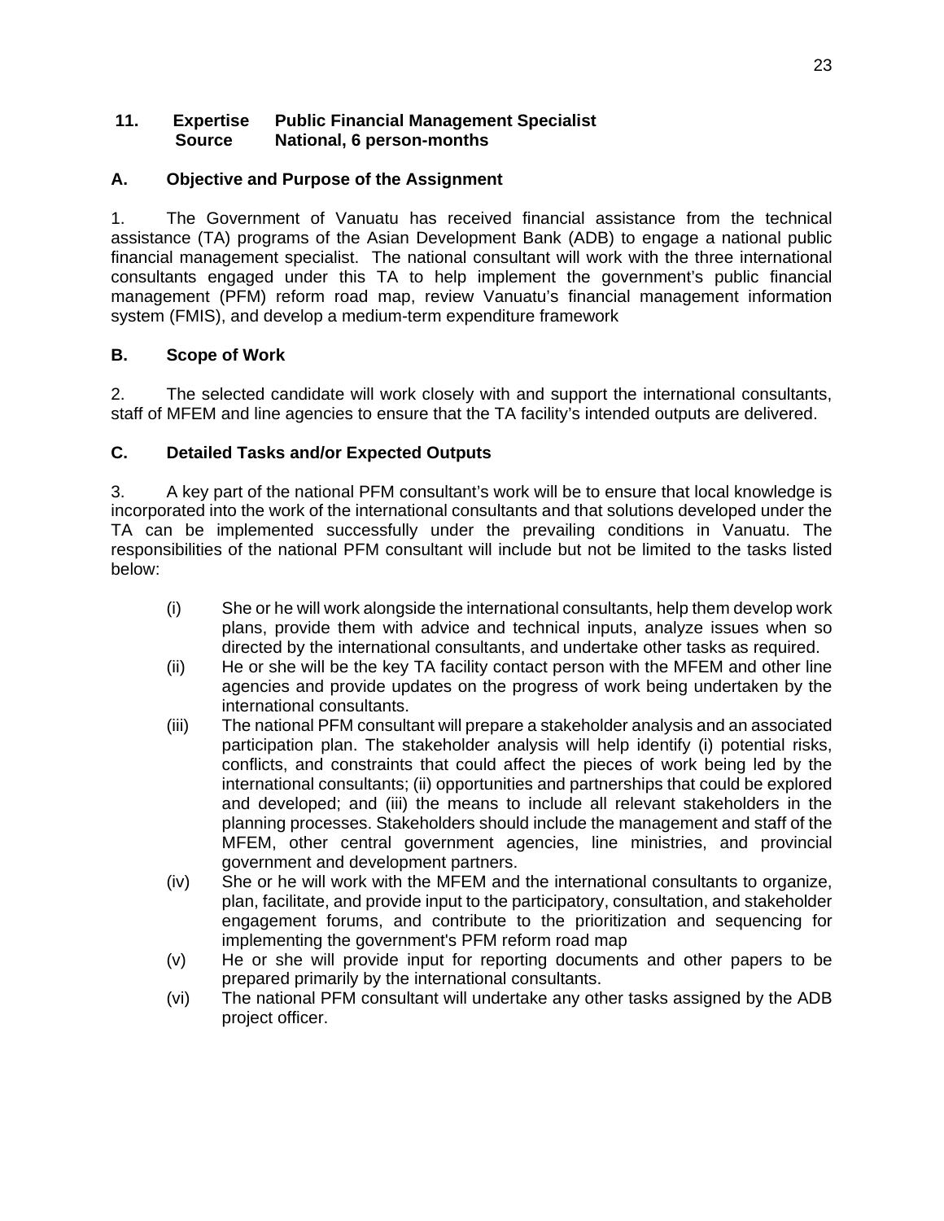**11. Expertise Public Financial Management Specialist**
**Source National, 6 person-months**

## A. Objective and Purpose of the Assignment

1. The Government of Vanuatu has received financial assistance from the technical assistance (TA) programs of the Asian Development Bank (ADB) to engage a national public financial management specialist. The national consultant will work with the three international consultants engaged under this TA to help implement the government's public financial management (PFM) reform road map, review Vanuatu's financial management information system (FMIS), and develop a medium-term expenditure framework

## B. Scope of Work

2. The selected candidate will work closely with and support the international consultants, staff of MFEM and line agencies to ensure that the TA facility's intended outputs are delivered.

## C. Detailed Tasks and/or Expected Outputs

3. A key part of the national PFM consultant's work will be to ensure that local knowledge is incorporated into the work of the international consultants and that solutions developed under the TA can be implemented successfully under the prevailing conditions in Vanuatu. The responsibilities of the national PFM consultant will include but not be limited to the tasks listed below:

- (i) She or he will work alongside the international consultants, help them develop work plans, provide them with advice and technical inputs, analyze issues when so directed by the international consultants, and undertake other tasks as required.
- (ii) He or she will be the key TA facility contact person with the MFEM and other line agencies and provide updates on the progress of work being undertaken by the international consultants.
- (iii) The national PFM consultant will prepare a stakeholder analysis and an associated participation plan. The stakeholder analysis will help identify (i) potential risks, conflicts, and constraints that could affect the pieces of work being led by the international consultants; (ii) opportunities and partnerships that could be explored and developed; and (iii) the means to include all relevant stakeholders in the planning processes. Stakeholders should include the management and staff of the MFEM, other central government agencies, line ministries, and provincial government and development partners.
- (iv) She or he will work with the MFEM and the international consultants to organize, plan, facilitate, and provide input to the participatory, consultation, and stakeholder engagement forums, and contribute to the prioritization and sequencing for implementing the government's PFM reform road map
- (v) He or she will provide input for reporting documents and other papers to be prepared primarily by the international consultants.
- (vi) The national PFM consultant will undertake any other tasks assigned by the ADB project officer.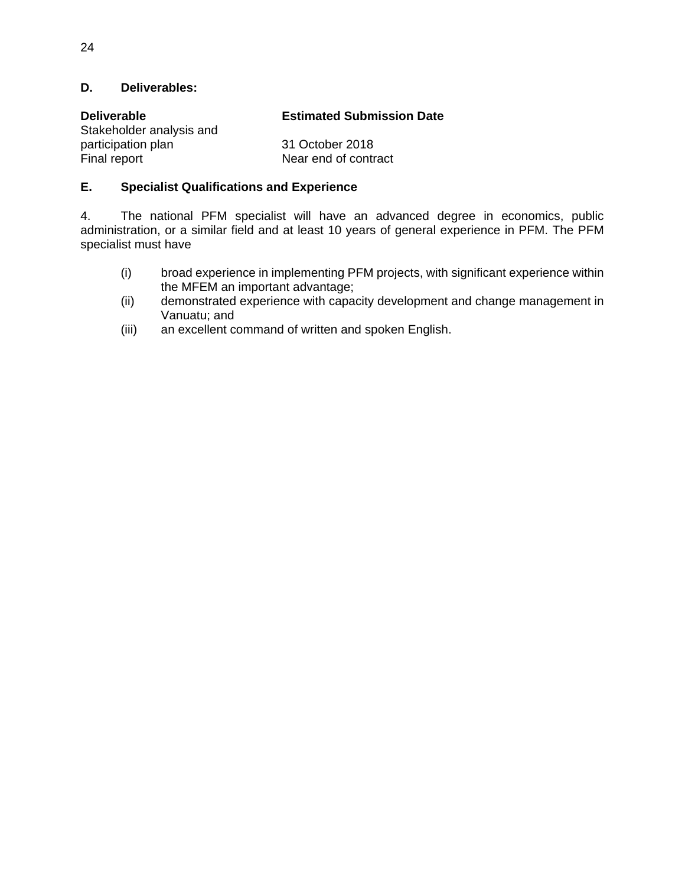### D. Deliverables:

| Deliverable | Estimated Submission Date |
|---|---|
| Stakeholder analysis and participation plan | 31 October 2018 |
| Final report | Near end of contract |

### E. Specialist Qualifications and Experience

4. The national PFM specialist will have an advanced degree in economics, public administration, or a similar field and at least 10 years of general experience in PFM. The PFM specialist must have

(i) broad experience in implementing PFM projects, with significant experience within the MFEM an important advantage;
(ii) demonstrated experience with capacity development and change management in Vanuatu; and
(iii) an excellent command of written and spoken English.